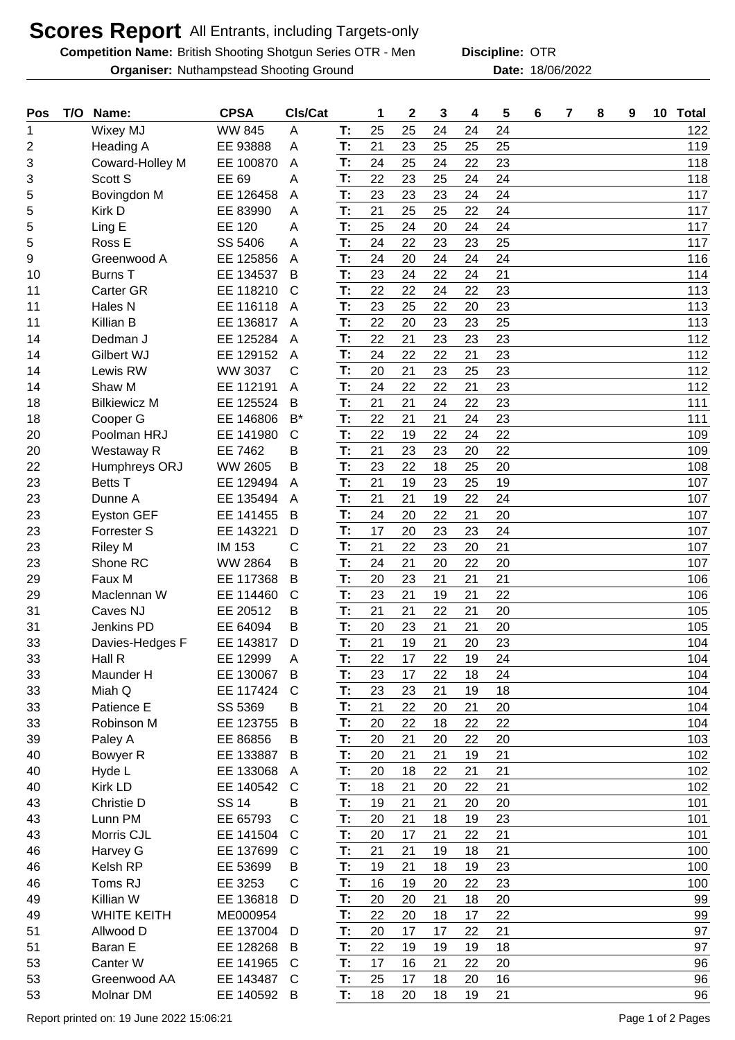# Scores Report All Entrants, including Targets-only

**Competition Name:** British Shooting Shotgun Series OTR - Men **Discipline:** OTR

**Organiser:** Nuthampstead Shooting Ground **Date:** 18/06/2022

| Pos | T/O | Name: | CPSA | Cls/Cat | | 1 | 2 | 3 | 4 | 5 | 6 | 7 | 8 | 9 | 10 | Total |
|---|---|---|---|---|---|---|---|---|---|---|---|---|---|---|---|---|
| 1 | | Wixey MJ | WW 845 | A | T: | 25 | 25 | 24 | 24 | 24 | | | | | | 122 |
| 2 | | Heading A | EE 93888 | A | T: | 21 | 23 | 25 | 25 | 25 | | | | | | 119 |
| 3 | | Coward-Holley M | EE 100870 | A | T: | 24 | 25 | 24 | 22 | 23 | | | | | | 118 |
| 3 | | Scott S | EE 69 | A | T: | 22 | 23 | 25 | 24 | 24 | | | | | | 118 |
| 5 | | Bovingdon M | EE 126458 | A | T: | 23 | 23 | 23 | 24 | 24 | | | | | | 117 |
| 5 | | Kirk D | EE 83990 | A | T: | 21 | 25 | 25 | 22 | 24 | | | | | | 117 |
| 5 | | Ling E | EE 120 | A | T: | 25 | 24 | 20 | 24 | 24 | | | | | | 117 |
| 5 | | Ross E | SS 5406 | A | T: | 24 | 22 | 23 | 23 | 25 | | | | | | 117 |
| 9 | | Greenwood A | EE 125856 | A | T: | 24 | 20 | 24 | 24 | 24 | | | | | | 116 |
| 10 | | Burns T | EE 134537 | B | T: | 23 | 24 | 22 | 24 | 21 | | | | | | 114 |
| 11 | | Carter GR | EE 118210 | C | T: | 22 | 22 | 24 | 22 | 23 | | | | | | 113 |
| 11 | | Hales N | EE 116118 | A | T: | 23 | 25 | 22 | 20 | 23 | | | | | | 113 |
| 11 | | Killian B | EE 136817 | A | T: | 22 | 20 | 23 | 23 | 25 | | | | | | 113 |
| 14 | | Dedman J | EE 125284 | A | T: | 22 | 21 | 23 | 23 | 23 | | | | | | 112 |
| 14 | | Gilbert WJ | EE 129152 | A | T: | 24 | 22 | 22 | 21 | 23 | | | | | | 112 |
| 14 | | Lewis RW | WW 3037 | C | T: | 20 | 21 | 23 | 25 | 23 | | | | | | 112 |
| 14 | | Shaw M | EE 112191 | A | T: | 24 | 22 | 22 | 21 | 23 | | | | | | 112 |
| 18 | | Bilkiewicz M | EE 125524 | B | T: | 21 | 21 | 24 | 22 | 23 | | | | | | 111 |
| 18 | | Cooper G | EE 146806 | B* | T: | 22 | 21 | 21 | 24 | 23 | | | | | | 111 |
| 20 | | Poolman HRJ | EE 141980 | C | T: | 22 | 19 | 22 | 24 | 22 | | | | | | 109 |
| 20 | | Westaway R | EE 7462 | B | T: | 21 | 23 | 23 | 20 | 22 | | | | | | 109 |
| 22 | | Humphreys ORJ | WW 2605 | B | T: | 23 | 22 | 18 | 25 | 20 | | | | | | 108 |
| 23 | | Betts T | EE 129494 | A | T: | 21 | 19 | 23 | 25 | 19 | | | | | | 107 |
| 23 | | Dunne A | EE 135494 | A | T: | 21 | 21 | 19 | 22 | 24 | | | | | | 107 |
| 23 | | Eyston GEF | EE 141455 | B | T: | 24 | 20 | 22 | 21 | 20 | | | | | | 107 |
| 23 | | Forrester S | EE 143221 | D | T: | 17 | 20 | 23 | 23 | 24 | | | | | | 107 |
| 23 | | Riley M | IM 153 | C | T: | 21 | 22 | 23 | 20 | 21 | | | | | | 107 |
| 23 | | Shone RC | WW 2864 | B | T: | 24 | 21 | 20 | 22 | 20 | | | | | | 107 |
| 29 | | Faux M | EE 117368 | B | T: | 20 | 23 | 21 | 21 | 21 | | | | | | 106 |
| 29 | | Maclennan W | EE 114460 | C | T: | 23 | 21 | 19 | 21 | 22 | | | | | | 106 |
| 31 | | Caves NJ | EE 20512 | B | T: | 21 | 21 | 22 | 21 | 20 | | | | | | 105 |
| 31 | | Jenkins PD | EE 64094 | B | T: | 20 | 23 | 21 | 21 | 20 | | | | | | 105 |
| 33 | | Davies-Hedges F | EE 143817 | D | T: | 21 | 19 | 21 | 20 | 23 | | | | | | 104 |
| 33 | | Hall R | EE 12999 | A | T: | 22 | 17 | 22 | 19 | 24 | | | | | | 104 |
| 33 | | Maunder H | EE 130067 | B | T: | 23 | 17 | 22 | 18 | 24 | | | | | | 104 |
| 33 | | Miah Q | EE 117424 | C | T: | 23 | 23 | 21 | 19 | 18 | | | | | | 104 |
| 33 | | Patience E | SS 5369 | B | T: | 21 | 22 | 20 | 21 | 20 | | | | | | 104 |
| 33 | | Robinson M | EE 123755 | B | T: | 20 | 22 | 18 | 22 | 22 | | | | | | 104 |
| 39 | | Paley A | EE 86856 | B | T: | 20 | 21 | 20 | 22 | 20 | | | | | | 103 |
| 40 | | Bowyer R | EE 133887 | B | T: | 20 | 21 | 21 | 19 | 21 | | | | | | 102 |
| 40 | | Hyde L | EE 133068 | A | T: | 20 | 18 | 22 | 21 | 21 | | | | | | 102 |
| 40 | | Kirk LD | EE 140542 | C | T: | 18 | 21 | 20 | 22 | 21 | | | | | | 102 |
| 43 | | Christie D | SS 14 | B | T: | 19 | 21 | 21 | 20 | 20 | | | | | | 101 |
| 43 | | Lunn PM | EE 65793 | C | T: | 20 | 21 | 18 | 19 | 23 | | | | | | 101 |
| 43 | | Morris CJL | EE 141504 | C | T: | 20 | 17 | 21 | 22 | 21 | | | | | | 101 |
| 46 | | Harvey G | EE 137699 | C | T: | 21 | 21 | 19 | 18 | 21 | | | | | | 100 |
| 46 | | Kelsh RP | EE 53699 | B | T: | 19 | 21 | 18 | 19 | 23 | | | | | | 100 |
| 46 | | Toms RJ | EE 3253 | C | T: | 16 | 19 | 20 | 22 | 23 | | | | | | 100 |
| 49 | | Killian W | EE 136818 | D | T: | 20 | 20 | 21 | 18 | 20 | | | | | | 99 |
| 49 | | WHITE KEITH | ME000954 | | T: | 22 | 20 | 18 | 17 | 22 | | | | | | 99 |
| 51 | | Allwood D | EE 137004 | D | T: | 20 | 17 | 17 | 22 | 21 | | | | | | 97 |
| 51 | | Baran E | EE 128268 | B | T: | 22 | 19 | 19 | 19 | 18 | | | | | | 97 |
| 53 | | Canter W | EE 141965 | C | T: | 17 | 16 | 21 | 22 | 20 | | | | | | 96 |
| 53 | | Greenwood AA | EE 143487 | C | T: | 25 | 17 | 18 | 20 | 16 | | | | | | 96 |
| 53 | | Molnar DM | EE 140592 | B | T: | 18 | 20 | 18 | 19 | 21 | | | | | | 96 |

Report printed on: 19 June 2022 15:06:21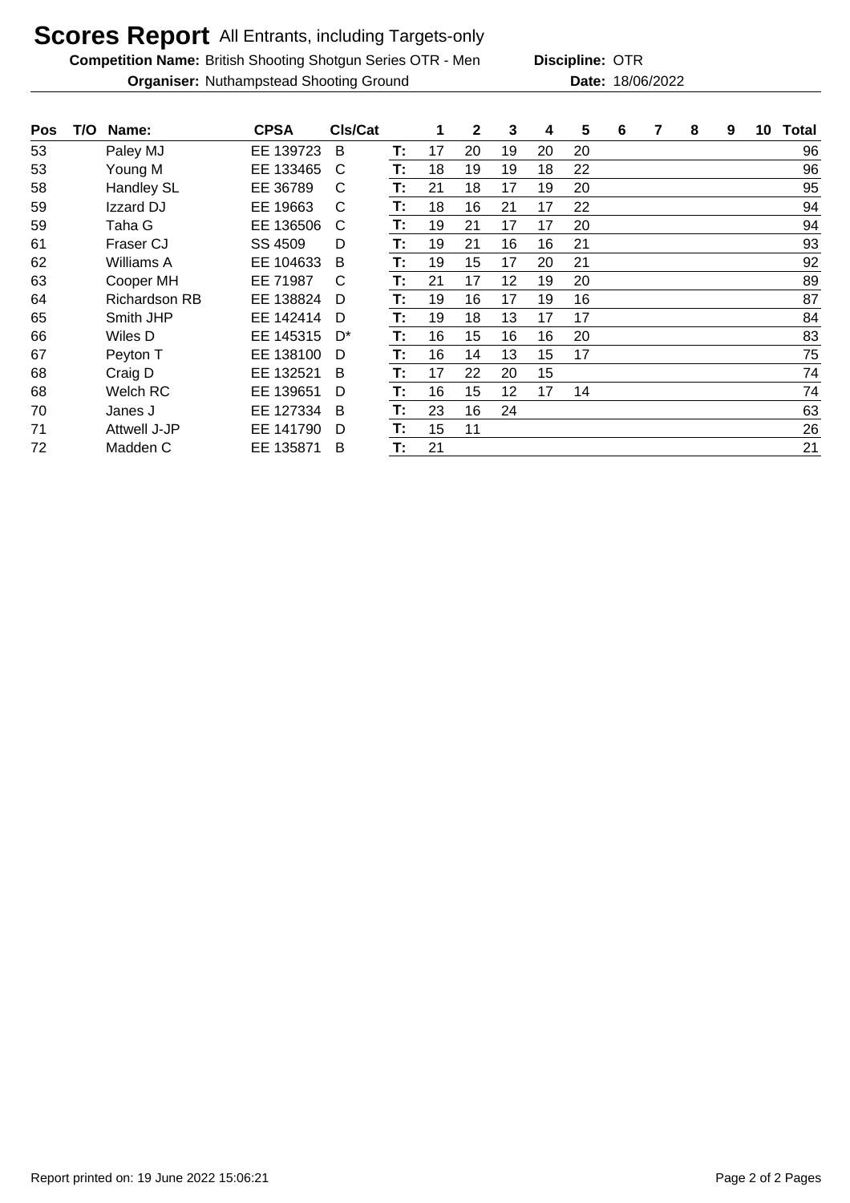# Scores Report All Entrants, including Targets-only

**Competition Name:** British Shooting Shotgun Series OTR - Men **Discipline:** OTR

**Organiser:** Nuthampstead Shooting Ground **Date:** 18/06/2022

| Pos | T/O | Name: | CPSA | Cls/Cat | | 1 | 2 | 3 | 4 | 5 | 6 | 7 | 8 | 9 | 10 | Total |
|---|---|---|---|---|---|---|---|---|---|---|---|---|---|---|---|---|
| 53 | | Paley MJ | EE 139723 | B | T: | 17 | 20 | 19 | 20 | 20 | | | | | | 96 |
| 53 | | Young M | EE 133465 | C | T: | 18 | 19 | 19 | 18 | 22 | | | | | | 96 |
| 58 | | Handley SL | EE 36789 | C | T: | 21 | 18 | 17 | 19 | 20 | | | | | | 95 |
| 59 | | Izzard DJ | EE 19663 | C | T: | 18 | 16 | 21 | 17 | 22 | | | | | | 94 |
| 59 | | Taha G | EE 136506 | C | T: | 19 | 21 | 17 | 17 | 20 | | | | | | 94 |
| 61 | | Fraser CJ | SS 4509 | D | T: | 19 | 21 | 16 | 16 | 21 | | | | | | 93 |
| 62 | | Williams A | EE 104633 | B | T: | 19 | 15 | 17 | 20 | 21 | | | | | | 92 |
| 63 | | Cooper MH | EE 71987 | C | T: | 21 | 17 | 12 | 19 | 20 | | | | | | 89 |
| 64 | | Richardson RB | EE 138824 | D | T: | 19 | 16 | 17 | 19 | 16 | | | | | | 87 |
| 65 | | Smith JHP | EE 142414 | D | T: | 19 | 18 | 13 | 17 | 17 | | | | | | 84 |
| 66 | | Wiles D | EE 145315 | D* | T: | 16 | 15 | 16 | 16 | 20 | | | | | | 83 |
| 67 | | Peyton T | EE 138100 | D | T: | 16 | 14 | 13 | 15 | 17 | | | | | | 75 |
| 68 | | Craig D | EE 132521 | B | T: | 17 | 22 | 20 | 15 | | | | | | | 74 |
| 68 | | Welch RC | EE 139651 | D | T: | 16 | 15 | 12 | 17 | 14 | | | | | | 74 |
| 70 | | Janes J | EE 127334 | B | T: | 23 | 16 | 24 | | | | | | | | 63 |
| 71 | | Attwell J-JP | EE 141790 | D | T: | 15 | 11 | | | | | | | | | 26 |
| 72 | | Madden C | EE 135871 | B | T: | 21 | | | | | | | | | | 21 |

Report printed on: 19 June 2022 15:06:21